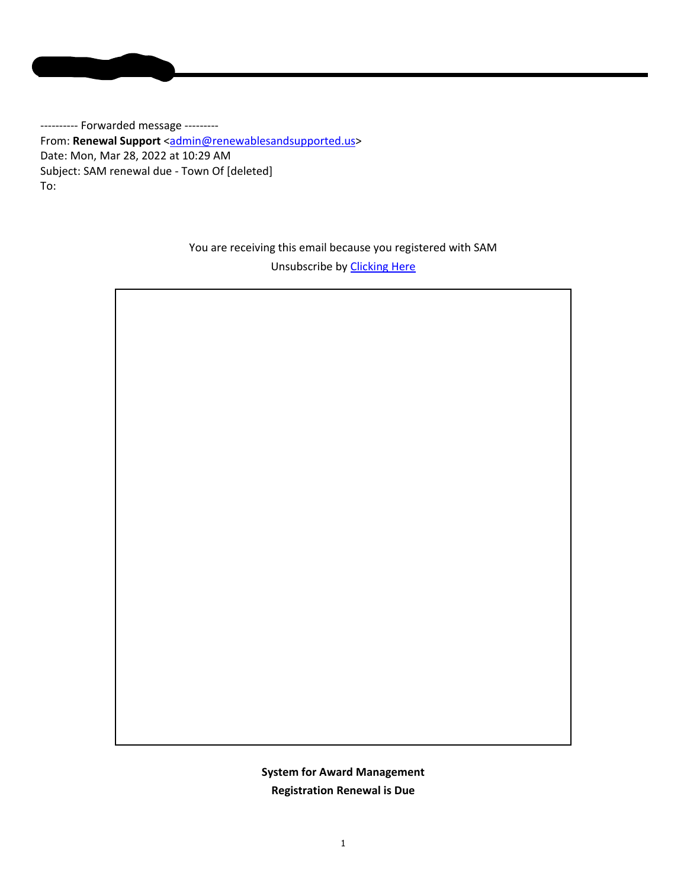---------- Forwarded message ---------
From: **Renewal Support** <admin@renewablesandsupported.us>
Date: Mon, Mar 28, 2022 at 10:29 AM
Subject: SAM renewal due - Town Of [deleted]
To:

You are receiving this email because you registered with SAM

Unsubscribe by Clicking Here

**System for Award Management**

**Registration Renewal is Due**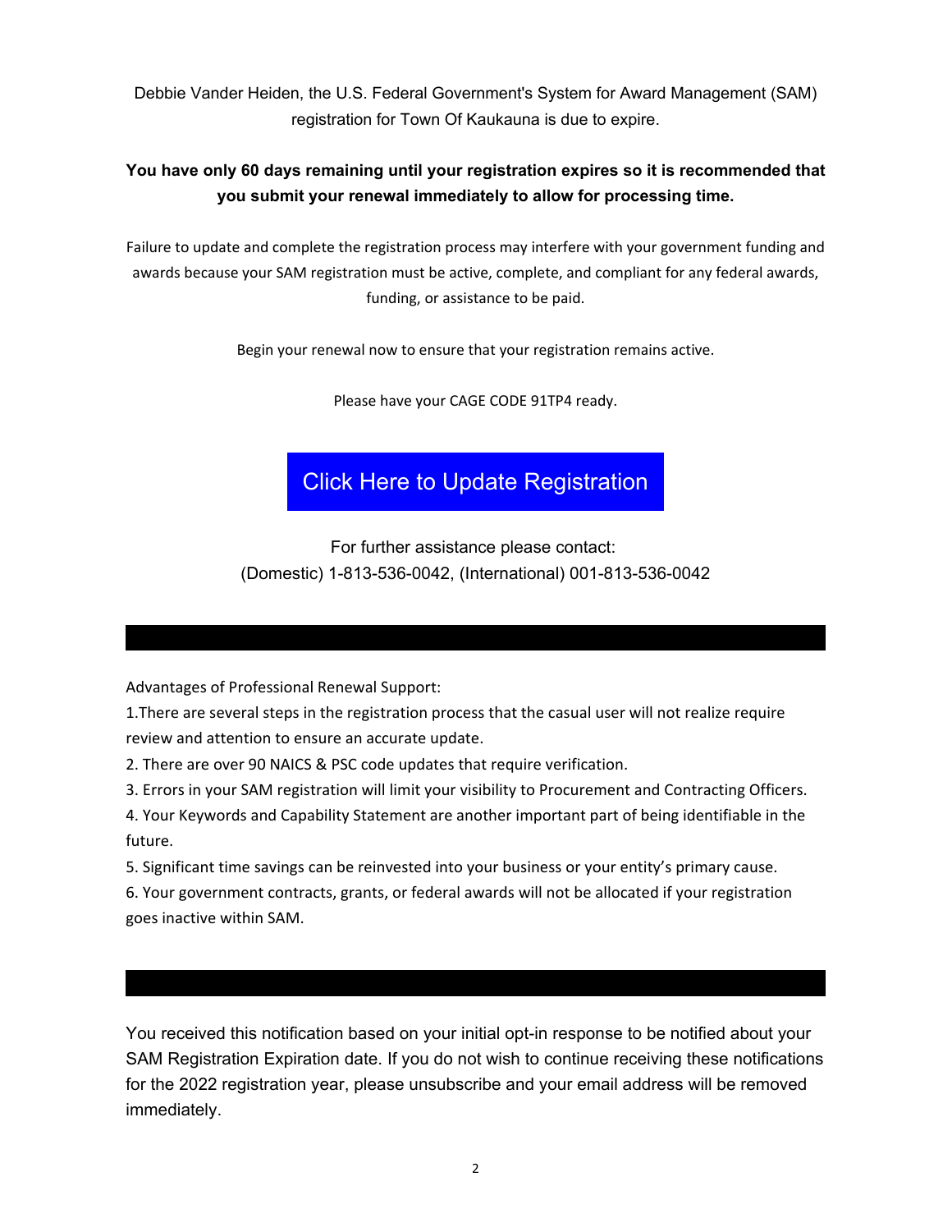Debbie Vander Heiden, the U.S. Federal Government's System for Award Management (SAM) registration for Town Of Kaukauna is due to expire.

**You have only 60 days remaining until your registration expires so it is recommended that you submit your renewal immediately to allow for processing time.**

Failure to update and complete the registration process may interfere with your government funding and awards because your SAM registration must be active, complete, and compliant for any federal awards, funding, or assistance to be paid.

Begin your renewal now to ensure that your registration remains active.

Please have your CAGE CODE 91TP4 ready.

Click Here to Update Registration

For further assistance please contact:
(Domestic) 1-813-536-0042, (International) 001-813-536-0042

---

Advantages of Professional Renewal Support:

1.There are several steps in the registration process that the casual user will not realize require review and attention to ensure an accurate update.
2. There are over 90 NAICS & PSC code updates that require verification.
3. Errors in your SAM registration will limit your visibility to Procurement and Contracting Officers.
4. Your Keywords and Capability Statement are another important part of being identifiable in the future.
5. Significant time savings can be reinvested into your business or your entity's primary cause.
6. Your government contracts, grants, or federal awards will not be allocated if your registration goes inactive within SAM.

---

You received this notification based on your initial opt-in response to be notified about your SAM Registration Expiration date. If you do not wish to continue receiving these notifications for the 2022 registration year, please unsubscribe and your email address will be removed immediately.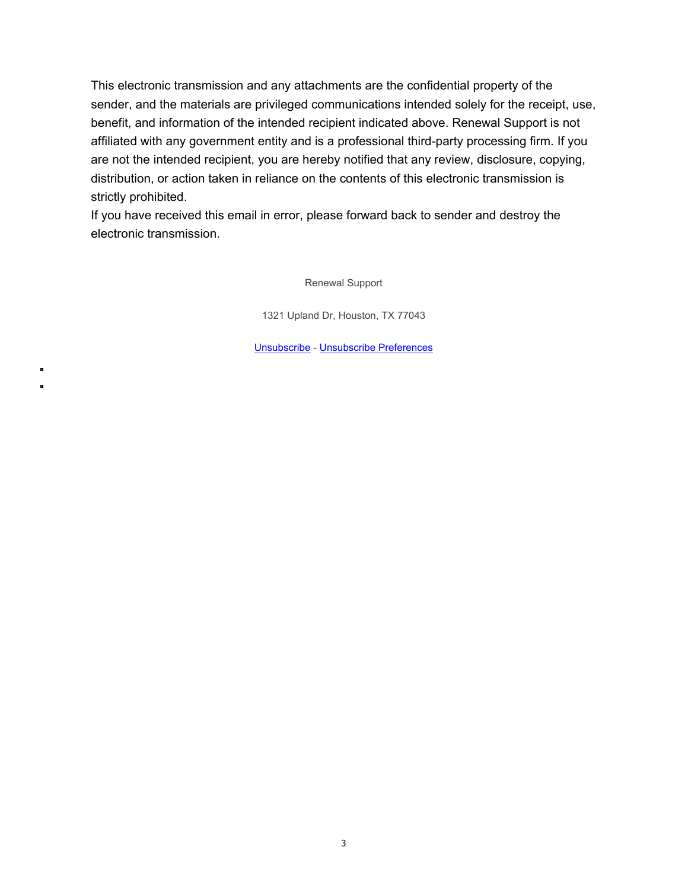This electronic transmission and any attachments are the confidential property of the sender, and the materials are privileged communications intended solely for the receipt, use, benefit, and information of the intended recipient indicated above. Renewal Support is not affiliated with any government entity and is a professional third-party processing firm. If you are not the intended recipient, you are hereby notified that any review, disclosure, copying, distribution, or action taken in reliance on the contents of this electronic transmission is strictly prohibited.
If you have received this email in error, please forward back to sender and destroy the electronic transmission.

Renewal Support

1321 Upland Dr, Houston, TX 77043

Unsubscribe - Unsubscribe Preferences